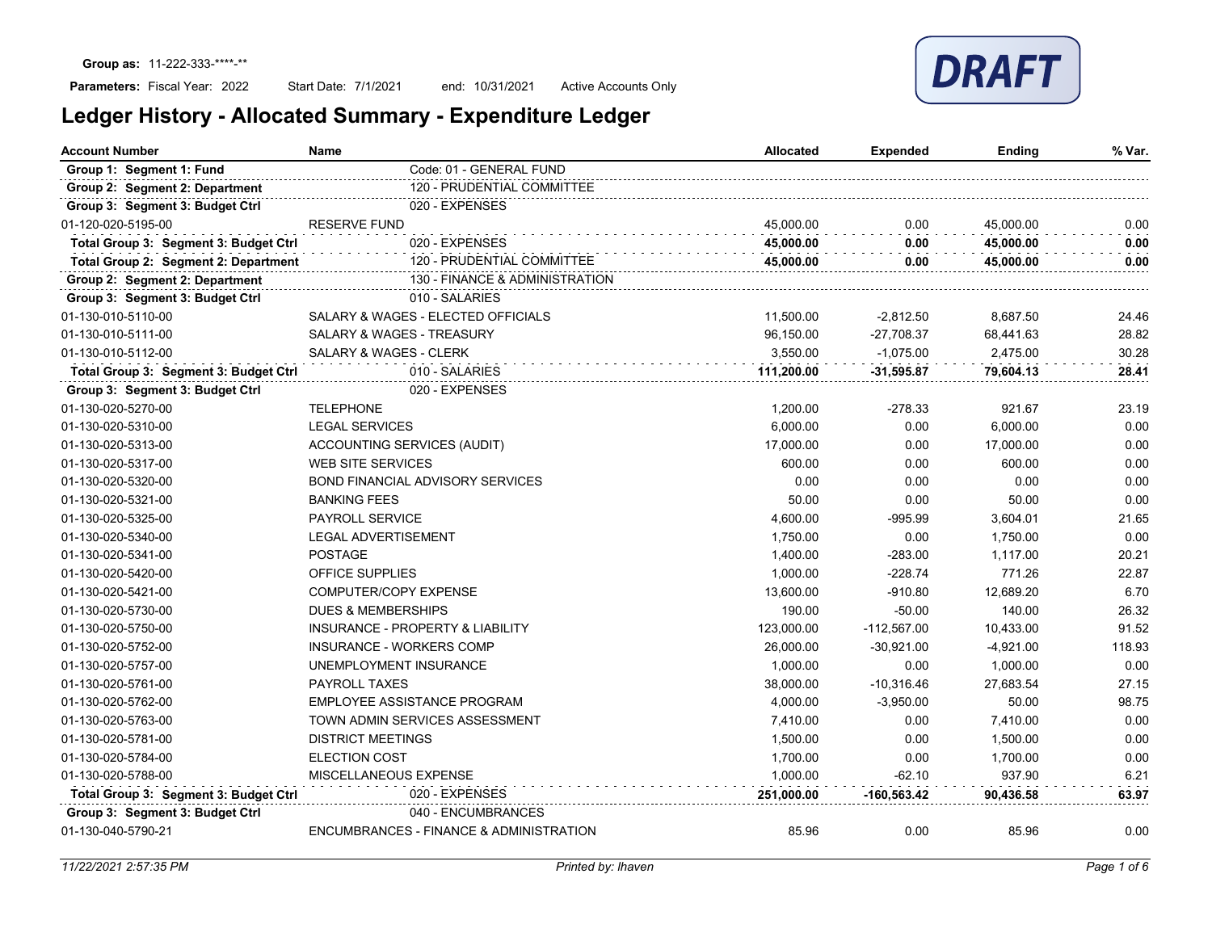**Group as:** 11-222-333-****-**

**Parameters:** Fiscal Year: 2022 Start Date: 7/1/2021 end: 10/31/2021 Active Accounts Only

DRAFT

# Ledger History - Allocated Summary - Expenditure Ledger

| Account Number | Name | | Allocated | Expended | Ending | % Var. |
|---|---|---|---|---|---|---|
| **Group 1: Segment 1: Fund** | | Code: 01 - GENERAL FUND | | | | |
| **Group 2: Segment 2: Department** | | 120 - PRUDENTIAL COMMITTEE | | | | |
| **Group 3: Segment 3: Budget Ctrl** | | 020 - EXPENSES | | | | |
| 01-120-020-5195-00 | RESERVE FUND | | 45,000.00 | 0.00 | 45,000.00 | 0.00 |
| **Total Group 3: Segment 3: Budget Ctrl** | | 020 - EXPENSES | **45,000.00** | **0.00** | **45,000.00** | **0.00** |
| **Total Group 2: Segment 2: Department** | | 120 - PRUDENTIAL COMMITTEE | **45,000.00** | **0.00** | **45,000.00** | **0.00** |
| **Group 2: Segment 2: Department** | | 130 - FINANCE & ADMINISTRATION | | | | |
| **Group 3: Segment 3: Budget Ctrl** | | 010 - SALARIES | | | | |
| 01-130-010-5110-00 | SALARY & WAGES - ELECTED OFFICIALS | | 11,500.00 | -2,812.50 | 8,687.50 | 24.46 |
| 01-130-010-5111-00 | SALARY & WAGES - TREASURY | | 96,150.00 | -27,708.37 | 68,441.63 | 28.82 |
| 01-130-010-5112-00 | SALARY & WAGES - CLERK | | 3,550.00 | -1,075.00 | 2,475.00 | 30.28 |
| **Total Group 3: Segment 3: Budget Ctrl** | | 010 - SALARIES | **111,200.00** | **-31,595.87** | **79,604.13** | **28.41** |
| **Group 3: Segment 3: Budget Ctrl** | | 020 - EXPENSES | | | | |
| 01-130-020-5270-00 | TELEPHONE | | 1,200.00 | -278.33 | 921.67 | 23.19 |
| 01-130-020-5310-00 | LEGAL SERVICES | | 6,000.00 | 0.00 | 6,000.00 | 0.00 |
| 01-130-020-5313-00 | ACCOUNTING SERVICES (AUDIT) | | 17,000.00 | 0.00 | 17,000.00 | 0.00 |
| 01-130-020-5317-00 | WEB SITE SERVICES | | 600.00 | 0.00 | 600.00 | 0.00 |
| 01-130-020-5320-00 | BOND FINANCIAL ADVISORY SERVICES | | 0.00 | 0.00 | 0.00 | 0.00 |
| 01-130-020-5321-00 | BANKING FEES | | 50.00 | 0.00 | 50.00 | 0.00 |
| 01-130-020-5325-00 | PAYROLL SERVICE | | 4,600.00 | -995.99 | 3,604.01 | 21.65 |
| 01-130-020-5340-00 | LEGAL ADVERTISEMENT | | 1,750.00 | 0.00 | 1,750.00 | 0.00 |
| 01-130-020-5341-00 | POSTAGE | | 1,400.00 | -283.00 | 1,117.00 | 20.21 |
| 01-130-020-5420-00 | OFFICE SUPPLIES | | 1,000.00 | -228.74 | 771.26 | 22.87 |
| 01-130-020-5421-00 | COMPUTER/COPY EXPENSE | | 13,600.00 | -910.80 | 12,689.20 | 6.70 |
| 01-130-020-5730-00 | DUES & MEMBERSHIPS | | 190.00 | -50.00 | 140.00 | 26.32 |
| 01-130-020-5750-00 | INSURANCE - PROPERTY & LIABILITY | | 123,000.00 | -112,567.00 | 10,433.00 | 91.52 |
| 01-130-020-5752-00 | INSURANCE - WORKERS COMP | | 26,000.00 | -30,921.00 | -4,921.00 | 118.93 |
| 01-130-020-5757-00 | UNEMPLOYMENT INSURANCE | | 1,000.00 | 0.00 | 1,000.00 | 0.00 |
| 01-130-020-5761-00 | PAYROLL TAXES | | 38,000.00 | -10,316.46 | 27,683.54 | 27.15 |
| 01-130-020-5762-00 | EMPLOYEE ASSISTANCE PROGRAM | | 4,000.00 | -3,950.00 | 50.00 | 98.75 |
| 01-130-020-5763-00 | TOWN ADMIN SERVICES ASSESSMENT | | 7,410.00 | 0.00 | 7,410.00 | 0.00 |
| 01-130-020-5781-00 | DISTRICT MEETINGS | | 1,500.00 | 0.00 | 1,500.00 | 0.00 |
| 01-130-020-5784-00 | ELECTION COST | | 1,700.00 | 0.00 | 1,700.00 | 0.00 |
| 01-130-020-5788-00 | MISCELLANEOUS EXPENSE | | 1,000.00 | -62.10 | 937.90 | 6.21 |
| **Total Group 3: Segment 3: Budget Ctrl** | | 020 - EXPENSES | **251,000.00** | **-160,563.42** | **90,436.58** | **63.97** |
| **Group 3: Segment 3: Budget Ctrl** | | 040 - ENCUMBRANCES | | | | |
| 01-130-040-5790-21 | ENCUMBRANCES - FINANCE & ADMINISTRATION | | 85.96 | 0.00 | 85.96 | 0.00 |

*11/22/2021 2:57:35 PM* *Printed by: lhaven*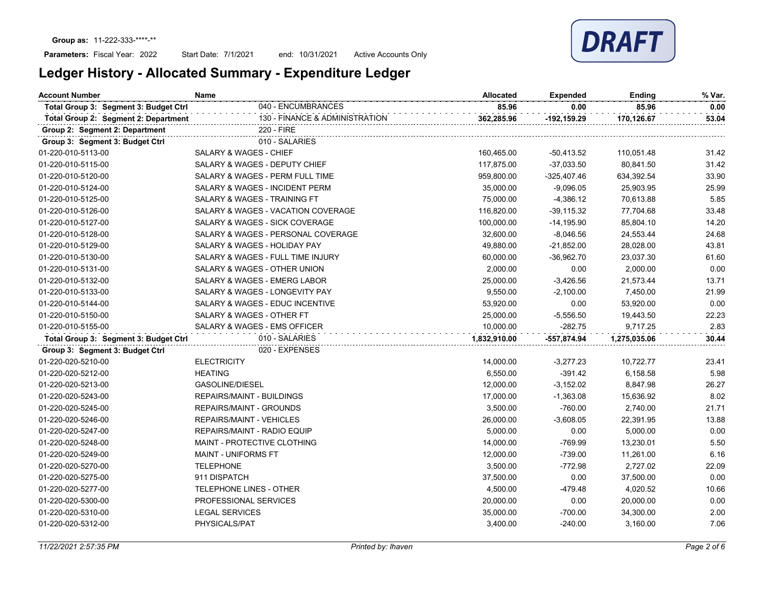Group as: 11-222-333-****-**

Parameters: Fiscal Year: 2022   Start Date: 7/1/2021   end: 10/31/2021   Active Accounts Only

DRAFT

# Ledger History - Allocated Summary - Expenditure Ledger

| Account Number | Name | Allocated | Expended | Ending | % Var. |
|---|---|---|---|---|---|
| **Total Group 3: Segment 3: Budget Ctrl** | 040 - ENCUMBRANCES | **85.96** | **0.00** | **85.96** | **0.00** |
| **Total Group 2: Segment 2: Department** | 130 - FINANCE & ADMINISTRATION | **362,285.96** | **-192,159.29** | **170,126.67** | **53.04** |
| **Group 2: Segment 2: Department** | 220 - FIRE | | | | |
| **Group 3: Segment 3: Budget Ctrl** | 010 - SALARIES | | | | |
| 01-220-010-5113-00 | SALARY & WAGES - CHIEF | 160,465.00 | -50,413.52 | 110,051.48 | 31.42 |
| 01-220-010-5115-00 | SALARY & WAGES - DEPUTY CHIEF | 117,875.00 | -37,033.50 | 80,841.50 | 31.42 |
| 01-220-010-5120-00 | SALARY & WAGES - PERM FULL TIME | 959,800.00 | -325,407.46 | 634,392.54 | 33.90 |
| 01-220-010-5124-00 | SALARY & WAGES - INCIDENT PERM | 35,000.00 | -9,096.05 | 25,903.95 | 25.99 |
| 01-220-010-5125-00 | SALARY & WAGES - TRAINING FT | 75,000.00 | -4,386.12 | 70,613.88 | 5.85 |
| 01-220-010-5126-00 | SALARY & WAGES - VACATION COVERAGE | 116,820.00 | -39,115.32 | 77,704.68 | 33.48 |
| 01-220-010-5127-00 | SALARY & WAGES - SICK COVERAGE | 100,000.00 | -14,195.90 | 85,804.10 | 14.20 |
| 01-220-010-5128-00 | SALARY & WAGES - PERSONAL COVERAGE | 32,600.00 | -8,046.56 | 24,553.44 | 24.68 |
| 01-220-010-5129-00 | SALARY & WAGES - HOLIDAY PAY | 49,880.00 | -21,852.00 | 28,028.00 | 43.81 |
| 01-220-010-5130-00 | SALARY & WAGES - FULL TIME INJURY | 60,000.00 | -36,962.70 | 23,037.30 | 61.60 |
| 01-220-010-5131-00 | SALARY & WAGES - OTHER UNION | 2,000.00 | 0.00 | 2,000.00 | 0.00 |
| 01-220-010-5132-00 | SALARY & WAGES - EMERG LABOR | 25,000.00 | -3,426.56 | 21,573.44 | 13.71 |
| 01-220-010-5133-00 | SALARY & WAGES - LONGEVITY PAY | 9,550.00 | -2,100.00 | 7,450.00 | 21.99 |
| 01-220-010-5144-00 | SALARY & WAGES - EDUC INCENTIVE | 53,920.00 | 0.00 | 53,920.00 | 0.00 |
| 01-220-010-5150-00 | SALARY & WAGES - OTHER FT | 25,000.00 | -5,556.50 | 19,443.50 | 22.23 |
| 01-220-010-5155-00 | SALARY & WAGES - EMS OFFICER | 10,000.00 | -282.75 | 9,717.25 | 2.83 |
| **Total Group 3: Segment 3: Budget Ctrl** | 010 - SALARIES | **1,832,910.00** | **-557,874.94** | **1,275,035.06** | **30.44** |
| **Group 3: Segment 3: Budget Ctrl** | 020 - EXPENSES | | | | |
| 01-220-020-5210-00 | ELECTRICITY | 14,000.00 | -3,277.23 | 10,722.77 | 23.41 |
| 01-220-020-5212-00 | HEATING | 6,550.00 | -391.42 | 6,158.58 | 5.98 |
| 01-220-020-5213-00 | GASOLINE/DIESEL | 12,000.00 | -3,152.02 | 8,847.98 | 26.27 |
| 01-220-020-5243-00 | REPAIRS/MAINT - BUILDINGS | 17,000.00 | -1,363.08 | 15,636.92 | 8.02 |
| 01-220-020-5245-00 | REPAIRS/MAINT - GROUNDS | 3,500.00 | -760.00 | 2,740.00 | 21.71 |
| 01-220-020-5246-00 | REPAIRS/MAINT - VEHICLES | 26,000.00 | -3,608.05 | 22,391.95 | 13.88 |
| 01-220-020-5247-00 | REPAIRS/MAINT - RADIO EQUIP | 5,000.00 | 0.00 | 5,000.00 | 0.00 |
| 01-220-020-5248-00 | MAINT - PROTECTIVE CLOTHING | 14,000.00 | -769.99 | 13,230.01 | 5.50 |
| 01-220-020-5249-00 | MAINT - UNIFORMS FT | 12,000.00 | -739.00 | 11,261.00 | 6.16 |
| 01-220-020-5270-00 | TELEPHONE | 3,500.00 | -772.98 | 2,727.02 | 22.09 |
| 01-220-020-5275-00 | 911 DISPATCH | 37,500.00 | 0.00 | 37,500.00 | 0.00 |
| 01-220-020-5277-00 | TELEPHONE LINES - OTHER | 4,500.00 | -479.48 | 4,020.52 | 10.66 |
| 01-220-020-5300-00 | PROFESSIONAL SERVICES | 20,000.00 | 0.00 | 20,000.00 | 0.00 |
| 01-220-020-5310-00 | LEGAL SERVICES | 35,000.00 | -700.00 | 34,300.00 | 2.00 |
| 01-220-020-5312-00 | PHYSICALS/PAT | 3,400.00 | -240.00 | 3,160.00 | 7.06 |

*11/22/2021 2:57:35 PM*   *Printed by: lhaven*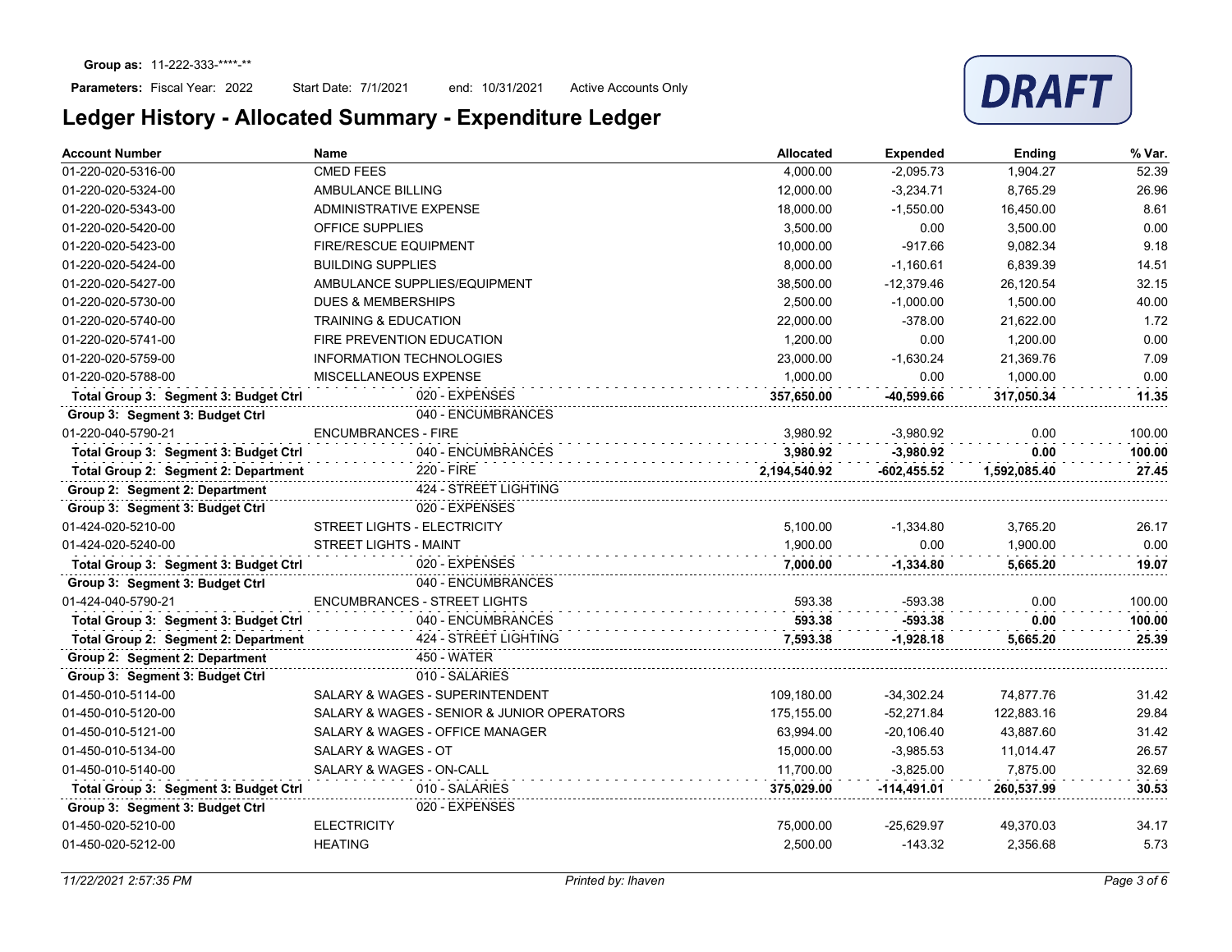**Group as:** 11-222-333-****-**

**Parameters:** Fiscal Year: 2022 Start Date: 7/1/2021 end: 10/31/2021 Active Accounts Only

DRAFT

# Ledger History - Allocated Summary - Expenditure Ledger

| Account Number | Name | Allocated | Expended | Ending | % Var. |
|---|---|---|---|---|---|
| 01-220-020-5316-00 | CMED FEES | 4,000.00 | -2,095.73 | 1,904.27 | 52.39 |
| 01-220-020-5324-00 | AMBULANCE BILLING | 12,000.00 | -3,234.71 | 8,765.29 | 26.96 |
| 01-220-020-5343-00 | ADMINISTRATIVE EXPENSE | 18,000.00 | -1,550.00 | 16,450.00 | 8.61 |
| 01-220-020-5420-00 | OFFICE SUPPLIES | 3,500.00 | 0.00 | 3,500.00 | 0.00 |
| 01-220-020-5423-00 | FIRE/RESCUE EQUIPMENT | 10,000.00 | -917.66 | 9,082.34 | 9.18 |
| 01-220-020-5424-00 | BUILDING SUPPLIES | 8,000.00 | -1,160.61 | 6,839.39 | 14.51 |
| 01-220-020-5427-00 | AMBULANCE SUPPLIES/EQUIPMENT | 38,500.00 | -12,379.46 | 26,120.54 | 32.15 |
| 01-220-020-5730-00 | DUES & MEMBERSHIPS | 2,500.00 | -1,000.00 | 1,500.00 | 40.00 |
| 01-220-020-5740-00 | TRAINING & EDUCATION | 22,000.00 | -378.00 | 21,622.00 | 1.72 |
| 01-220-020-5741-00 | FIRE PREVENTION EDUCATION | 1,200.00 | 0.00 | 1,200.00 | 0.00 |
| 01-220-020-5759-00 | INFORMATION TECHNOLOGIES | 23,000.00 | -1,630.24 | 21,369.76 | 7.09 |
| 01-220-020-5788-00 | MISCELLANEOUS EXPENSE | 1,000.00 | 0.00 | 1,000.00 | 0.00 |
| **Total Group 3: Segment 3: Budget Ctrl** | 020 - EXPENSES | **357,650.00** | **-40,599.66** | **317,050.34** | **11.35** |
| **Group 3: Segment 3: Budget Ctrl** | 040 - ENCUMBRANCES | | | | |
| 01-220-040-5790-21 | ENCUMBRANCES - FIRE | 3,980.92 | -3,980.92 | 0.00 | 100.00 |
| **Total Group 3: Segment 3: Budget Ctrl** | 040 - ENCUMBRANCES | **3,980.92** | **-3,980.92** | **0.00** | **100.00** |
| **Total Group 2: Segment 2: Department** | 220 - FIRE | **2,194,540.92** | **-602,455.52** | **1,592,085.40** | **27.45** |
| **Group 2: Segment 2: Department** | 424 - STREET LIGHTING | | | | |
| **Group 3: Segment 3: Budget Ctrl** | 020 - EXPENSES | | | | |
| 01-424-020-5210-00 | STREET LIGHTS - ELECTRICITY | 5,100.00 | -1,334.80 | 3,765.20 | 26.17 |
| 01-424-020-5240-00 | STREET LIGHTS - MAINT | 1,900.00 | 0.00 | 1,900.00 | 0.00 |
| **Total Group 3: Segment 3: Budget Ctrl** | 020 - EXPENSES | **7,000.00** | **-1,334.80** | **5,665.20** | **19.07** |
| **Group 3: Segment 3: Budget Ctrl** | 040 - ENCUMBRANCES | | | | |
| 01-424-040-5790-21 | ENCUMBRANCES - STREET LIGHTS | 593.38 | -593.38 | 0.00 | 100.00 |
| **Total Group 3: Segment 3: Budget Ctrl** | 040 - ENCUMBRANCES | **593.38** | **-593.38** | **0.00** | **100.00** |
| **Total Group 2: Segment 2: Department** | 424 - STREET LIGHTING | **7,593.38** | **-1,928.18** | **5,665.20** | **25.39** |
| **Group 2: Segment 2: Department** | 450 - WATER | | | | |
| **Group 3: Segment 3: Budget Ctrl** | 010 - SALARIES | | | | |
| 01-450-010-5114-00 | SALARY & WAGES - SUPERINTENDENT | 109,180.00 | -34,302.24 | 74,877.76 | 31.42 |
| 01-450-010-5120-00 | SALARY & WAGES - SENIOR & JUNIOR OPERATORS | 175,155.00 | -52,271.84 | 122,883.16 | 29.84 |
| 01-450-010-5121-00 | SALARY & WAGES - OFFICE MANAGER | 63,994.00 | -20,106.40 | 43,887.60 | 31.42 |
| 01-450-010-5134-00 | SALARY & WAGES - OT | 15,000.00 | -3,985.53 | 11,014.47 | 26.57 |
| 01-450-010-5140-00 | SALARY & WAGES - ON-CALL | 11,700.00 | -3,825.00 | 7,875.00 | 32.69 |
| **Total Group 3: Segment 3: Budget Ctrl** | 010 - SALARIES | **375,029.00** | **-114,491.01** | **260,537.99** | **30.53** |
| **Group 3: Segment 3: Budget Ctrl** | 020 - EXPENSES | | | | |
| 01-450-020-5210-00 | ELECTRICITY | 75,000.00 | -25,629.97 | 49,370.03 | 34.17 |
| 01-450-020-5212-00 | HEATING | 2,500.00 | -143.32 | 2,356.68 | 5.73 |

*11/22/2021 2:57:35 PM* *Printed by: lhaven*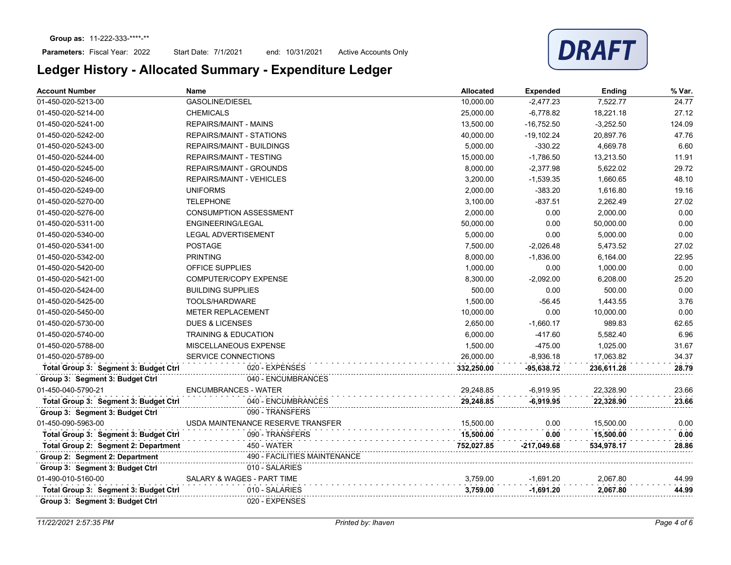**Group as:** 11-222-333-****-**

**Parameters:** Fiscal Year: 2022 Start Date: 7/1/2021 end: 10/31/2021 Active Accounts Only

DRAFT

# Ledger History - Allocated Summary - Expenditure Ledger

| Account Number | Name | Allocated | Expended | Ending | % Var. |
|---|---|---|---|---|---|
| 01-450-020-5213-00 | GASOLINE/DIESEL | 10,000.00 | -2,477.23 | 7,522.77 | 24.77 |
| 01-450-020-5214-00 | CHEMICALS | 25,000.00 | -6,778.82 | 18,221.18 | 27.12 |
| 01-450-020-5241-00 | REPAIRS/MAINT - MAINS | 13,500.00 | -16,752.50 | -3,252.50 | 124.09 |
| 01-450-020-5242-00 | REPAIRS/MAINT - STATIONS | 40,000.00 | -19,102.24 | 20,897.76 | 47.76 |
| 01-450-020-5243-00 | REPAIRS/MAINT - BUILDINGS | 5,000.00 | -330.22 | 4,669.78 | 6.60 |
| 01-450-020-5244-00 | REPAIRS/MAINT - TESTING | 15,000.00 | -1,786.50 | 13,213.50 | 11.91 |
| 01-450-020-5245-00 | REPAIRS/MAINT - GROUNDS | 8,000.00 | -2,377.98 | 5,622.02 | 29.72 |
| 01-450-020-5246-00 | REPAIRS/MAINT - VEHICLES | 3,200.00 | -1,539.35 | 1,660.65 | 48.10 |
| 01-450-020-5249-00 | UNIFORMS | 2,000.00 | -383.20 | 1,616.80 | 19.16 |
| 01-450-020-5270-00 | TELEPHONE | 3,100.00 | -837.51 | 2,262.49 | 27.02 |
| 01-450-020-5276-00 | CONSUMPTION ASSESSMENT | 2,000.00 | 0.00 | 2,000.00 | 0.00 |
| 01-450-020-5311-00 | ENGINEERING/LEGAL | 50,000.00 | 0.00 | 50,000.00 | 0.00 |
| 01-450-020-5340-00 | LEGAL ADVERTISEMENT | 5,000.00 | 0.00 | 5,000.00 | 0.00 |
| 01-450-020-5341-00 | POSTAGE | 7,500.00 | -2,026.48 | 5,473.52 | 27.02 |
| 01-450-020-5342-00 | PRINTING | 8,000.00 | -1,836.00 | 6,164.00 | 22.95 |
| 01-450-020-5420-00 | OFFICE SUPPLIES | 1,000.00 | 0.00 | 1,000.00 | 0.00 |
| 01-450-020-5421-00 | COMPUTER/COPY EXPENSE | 8,300.00 | -2,092.00 | 6,208.00 | 25.20 |
| 01-450-020-5424-00 | BUILDING SUPPLIES | 500.00 | 0.00 | 500.00 | 0.00 |
| 01-450-020-5425-00 | TOOLS/HARDWARE | 1,500.00 | -56.45 | 1,443.55 | 3.76 |
| 01-450-020-5450-00 | METER REPLACEMENT | 10,000.00 | 0.00 | 10,000.00 | 0.00 |
| 01-450-020-5730-00 | DUES & LICENSES | 2,650.00 | -1,660.17 | 989.83 | 62.65 |
| 01-450-020-5740-00 | TRAINING & EDUCATION | 6,000.00 | -417.60 | 5,582.40 | 6.96 |
| 01-450-020-5788-00 | MISCELLANEOUS EXPENSE | 1,500.00 | -475.00 | 1,025.00 | 31.67 |
| 01-450-020-5789-00 | SERVICE CONNECTIONS | 26,000.00 | -8,936.18 | 17,063.82 | 34.37 |
| **Total Group 3: Segment 3: Budget Ctrl** | 020 - EXPENSES | **332,250.00** | **-95,638.72** | **236,611.28** | **28.79** |
| **Group 3: Segment 3: Budget Ctrl** | 040 - ENCUMBRANCES | | | | |
| 01-450-040-5790-21 | ENCUMBRANCES - WATER | 29,248.85 | -6,919.95 | 22,328.90 | 23.66 |
| **Total Group 3: Segment 3: Budget Ctrl** | 040 - ENCUMBRANCES | **29,248.85** | **-6,919.95** | **22,328.90** | **23.66** |
| **Group 3: Segment 3: Budget Ctrl** | 090 - TRANSFERS | | | | |
| 01-450-090-5963-00 | USDA MAINTENANCE RESERVE TRANSFER | 15,500.00 | 0.00 | 15,500.00 | 0.00 |
| **Total Group 3: Segment 3: Budget Ctrl** | 090 - TRANSFERS | **15,500.00** | **0.00** | **15,500.00** | **0.00** |
| **Total Group 2: Segment 2: Department** | 450 - WATER | **752,027.85** | **-217,049.68** | **534,978.17** | **28.86** |
| **Group 2: Segment 2: Department** | 490 - FACILITIES MAINTENANCE | | | | |
| **Group 3: Segment 3: Budget Ctrl** | 010 - SALARIES | | | | |
| 01-490-010-5160-00 | SALARY & WAGES - PART TIME | 3,759.00 | -1,691.20 | 2,067.80 | 44.99 |
| **Total Group 3: Segment 3: Budget Ctrl** | 010 - SALARIES | **3,759.00** | **-1,691.20** | **2,067.80** | **44.99** |
| **Group 3: Segment 3: Budget Ctrl** | 020 - EXPENSES | | | | |

*11/22/2021 2:57:35 PM* *Printed by: lhaven*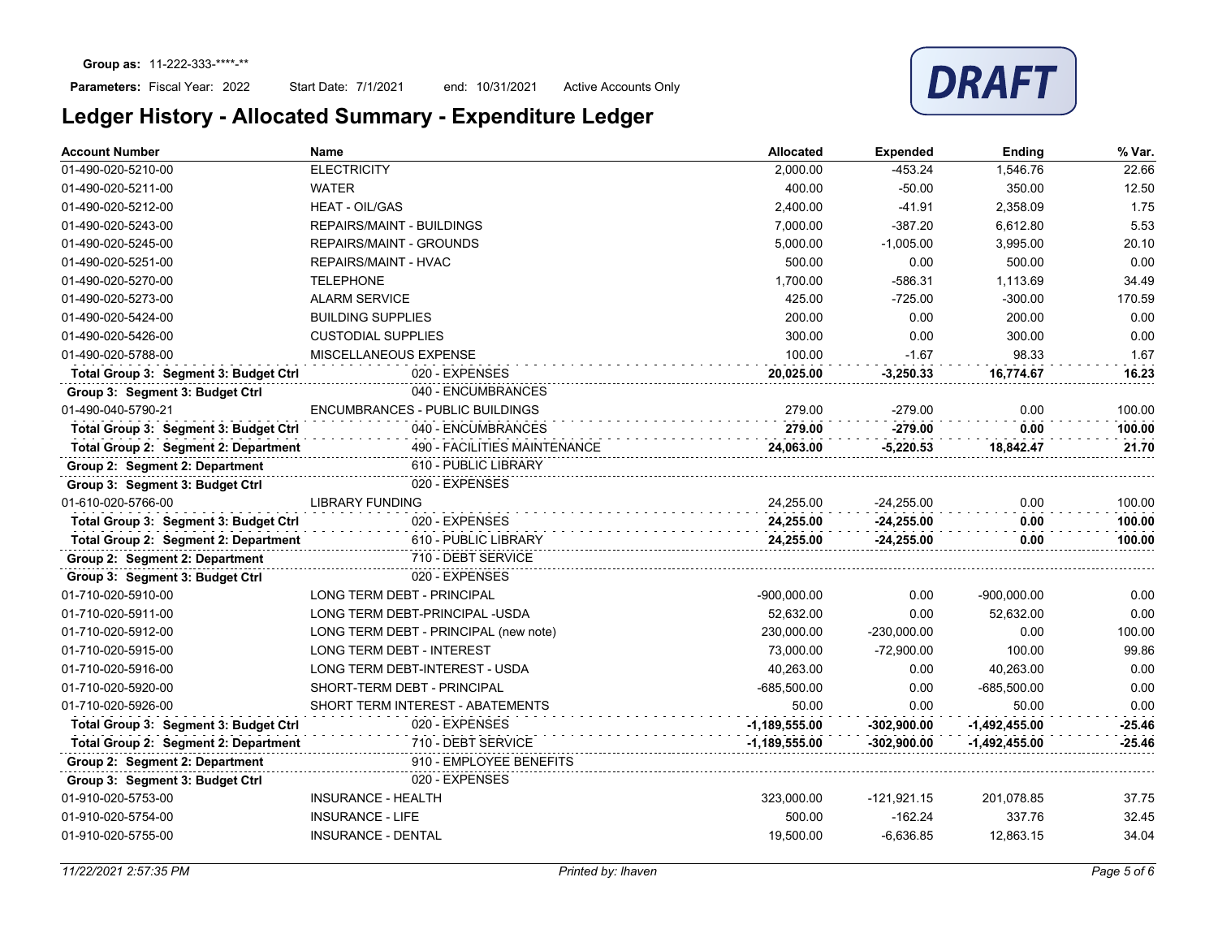**Group as:** 11-222-333-****-**

**Parameters:** Fiscal Year: 2022 Start Date: 7/1/2021 end: 10/31/2021 Active Accounts Only

DRAFT

# Ledger History - Allocated Summary - Expenditure Ledger

| Account Number | Name | Allocated | Expended | Ending | % Var. |
|---|---|---|---|---|---|
| 01-490-020-5210-00 | ELECTRICITY | 2,000.00 | -453.24 | 1,546.76 | 22.66 |
| 01-490-020-5211-00 | WATER | 400.00 | -50.00 | 350.00 | 12.50 |
| 01-490-020-5212-00 | HEAT - OIL/GAS | 2,400.00 | -41.91 | 2,358.09 | 1.75 |
| 01-490-020-5243-00 | REPAIRS/MAINT - BUILDINGS | 7,000.00 | -387.20 | 6,612.80 | 5.53 |
| 01-490-020-5245-00 | REPAIRS/MAINT - GROUNDS | 5,000.00 | -1,005.00 | 3,995.00 | 20.10 |
| 01-490-020-5251-00 | REPAIRS/MAINT - HVAC | 500.00 | 0.00 | 500.00 | 0.00 |
| 01-490-020-5270-00 | TELEPHONE | 1,700.00 | -586.31 | 1,113.69 | 34.49 |
| 01-490-020-5273-00 | ALARM SERVICE | 425.00 | -725.00 | -300.00 | 170.59 |
| 01-490-020-5424-00 | BUILDING SUPPLIES | 200.00 | 0.00 | 200.00 | 0.00 |
| 01-490-020-5426-00 | CUSTODIAL SUPPLIES | 300.00 | 0.00 | 300.00 | 0.00 |
| 01-490-020-5788-00 | MISCELLANEOUS EXPENSE | 100.00 | -1.67 | 98.33 | 1.67 |
| **Total Group 3: Segment 3: Budget Ctrl** | 020 - EXPENSES | **20,025.00** | **-3,250.33** | **16,774.67** | **16.23** |
| **Group 3: Segment 3: Budget Ctrl** | 040 - ENCUMBRANCES | | | | |
| 01-490-040-5790-21 | ENCUMBRANCES - PUBLIC BUILDINGS | 279.00 | -279.00 | 0.00 | 100.00 |
| **Total Group 3: Segment 3: Budget Ctrl** | 040 - ENCUMBRANCES | **279.00** | **-279.00** | **0.00** | **100.00** |
| **Total Group 2: Segment 2: Department** | 490 - FACILITIES MAINTENANCE | **24,063.00** | **-5,220.53** | **18,842.47** | **21.70** |
| **Group 2: Segment 2: Department** | 610 - PUBLIC LIBRARY | | | | |
| **Group 3: Segment 3: Budget Ctrl** | 020 - EXPENSES | | | | |
| 01-610-020-5766-00 | LIBRARY FUNDING | 24,255.00 | -24,255.00 | 0.00 | 100.00 |
| **Total Group 3: Segment 3: Budget Ctrl** | 020 - EXPENSES | **24,255.00** | **-24,255.00** | **0.00** | **100.00** |
| **Total Group 2: Segment 2: Department** | 610 - PUBLIC LIBRARY | **24,255.00** | **-24,255.00** | **0.00** | **100.00** |
| **Group 2: Segment 2: Department** | 710 - DEBT SERVICE | | | | |
| **Group 3: Segment 3: Budget Ctrl** | 020 - EXPENSES | | | | |
| 01-710-020-5910-00 | LONG TERM DEBT - PRINCIPAL | -900,000.00 | 0.00 | -900,000.00 | 0.00 |
| 01-710-020-5911-00 | LONG TERM DEBT-PRINCIPAL -USDA | 52,632.00 | 0.00 | 52,632.00 | 0.00 |
| 01-710-020-5912-00 | LONG TERM DEBT - PRINCIPAL (new note) | 230,000.00 | -230,000.00 | 0.00 | 100.00 |
| 01-710-020-5915-00 | LONG TERM DEBT - INTEREST | 73,000.00 | -72,900.00 | 100.00 | 99.86 |
| 01-710-020-5916-00 | LONG TERM DEBT-INTEREST - USDA | 40,263.00 | 0.00 | 40,263.00 | 0.00 |
| 01-710-020-5920-00 | SHORT-TERM DEBT - PRINCIPAL | -685,500.00 | 0.00 | -685,500.00 | 0.00 |
| 01-710-020-5926-00 | SHORT TERM INTEREST - ABATEMENTS | 50.00 | 0.00 | 50.00 | 0.00 |
| **Total Group 3: Segment 3: Budget Ctrl** | 020 - EXPENSES | **-1,189,555.00** | **-302,900.00** | **-1,492,455.00** | **-25.46** |
| **Total Group 2: Segment 2: Department** | 710 - DEBT SERVICE | **-1,189,555.00** | **-302,900.00** | **-1,492,455.00** | **-25.46** |
| **Group 2: Segment 2: Department** | 910 - EMPLOYEE BENEFITS | | | | |
| **Group 3: Segment 3: Budget Ctrl** | 020 - EXPENSES | | | | |
| 01-910-020-5753-00 | INSURANCE - HEALTH | 323,000.00 | -121,921.15 | 201,078.85 | 37.75 |
| 01-910-020-5754-00 | INSURANCE - LIFE | 500.00 | -162.24 | 337.76 | 32.45 |
| 01-910-020-5755-00 | INSURANCE - DENTAL | 19,500.00 | -6,636.85 | 12,863.15 | 34.04 |

*11/22/2021 2:57:35 PM* *Printed by: lhaven*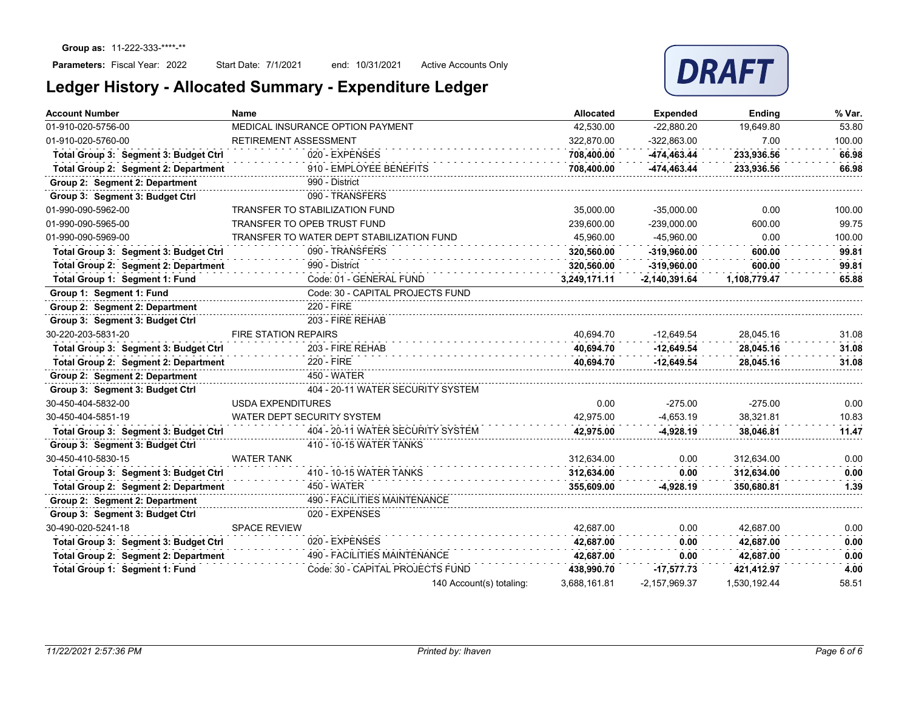**Group as:** 11-222-333-****-**

**Parameters:** Fiscal Year: 2022 Start Date: 7/1/2021 end: 10/31/2021 Active Accounts Only

DRAFT

# Ledger History - Allocated Summary - Expenditure Ledger

| Account Number | Name | Allocated | Expended | Ending | % Var. |
|---|---|---|---|---|---|
| 01-910-020-5756-00 | MEDICAL INSURANCE OPTION PAYMENT | 42,530.00 | -22,880.20 | 19,649.80 | 53.80 |
| 01-910-020-5760-00 | RETIREMENT ASSESSMENT | 322,870.00 | -322,863.00 | 7.00 | 100.00 |
| **Total Group 3: Segment 3: Budget Ctrl** | 020 - EXPENSES | **708,400.00** | **-474,463.44** | **233,936.56** | **66.98** |
| **Total Group 2: Segment 2: Department** | 910 - EMPLOYEE BENEFITS | **708,400.00** | **-474,463.44** | **233,936.56** | **66.98** |
| **Group 2: Segment 2: Department** | 990 - District | | | | |
| **Group 3: Segment 3: Budget Ctrl** | 090 - TRANSFERS | | | | |
| 01-990-090-5962-00 | TRANSFER TO STABILIZATION FUND | 35,000.00 | -35,000.00 | 0.00 | 100.00 |
| 01-990-090-5965-00 | TRANSFER TO OPEB TRUST FUND | 239,600.00 | -239,000.00 | 600.00 | 99.75 |
| 01-990-090-5969-00 | TRANSFER TO WATER DEPT STABILIZATION FUND | 45,960.00 | -45,960.00 | 0.00 | 100.00 |
| **Total Group 3: Segment 3: Budget Ctrl** | 090 - TRANSFERS | **320,560.00** | **-319,960.00** | **600.00** | **99.81** |
| **Total Group 2: Segment 2: Department** | 990 - District | **320,560.00** | **-319,960.00** | **600.00** | **99.81** |
| **Total Group 1: Segment 1: Fund** | Code: 01 - GENERAL FUND | **3,249,171.11** | **-2,140,391.64** | **1,108,779.47** | **65.88** |
| **Group 1: Segment 1: Fund** | Code: 30 - CAPITAL PROJECTS FUND | | | | |
| **Group 2: Segment 2: Department** | 220 - FIRE | | | | |
| **Group 3: Segment 3: Budget Ctrl** | 203 - FIRE REHAB | | | | |
| 30-220-203-5831-20 | FIRE STATION REPAIRS | 40,694.70 | -12,649.54 | 28,045.16 | 31.08 |
| **Total Group 3: Segment 3: Budget Ctrl** | 203 - FIRE REHAB | **40,694.70** | **-12,649.54** | **28,045.16** | **31.08** |
| **Total Group 2: Segment 2: Department** | 220 - FIRE | **40,694.70** | **-12,649.54** | **28,045.16** | **31.08** |
| **Group 2: Segment 2: Department** | 450 - WATER | | | | |
| **Group 3: Segment 3: Budget Ctrl** | 404 - 20-11 WATER SECURITY SYSTEM | | | | |
| 30-450-404-5832-00 | USDA EXPENDITURES | 0.00 | -275.00 | -275.00 | 0.00 |
| 30-450-404-5851-19 | WATER DEPT SECURITY SYSTEM | 42,975.00 | -4,653.19 | 38,321.81 | 10.83 |
| **Total Group 3: Segment 3: Budget Ctrl** | 404 - 20-11 WATER SECURITY SYSTEM | **42,975.00** | **-4,928.19** | **38,046.81** | **11.47** |
| **Group 3: Segment 3: Budget Ctrl** | 410 - 10-15 WATER TANKS | | | | |
| 30-450-410-5830-15 | WATER TANK | 312,634.00 | 0.00 | 312,634.00 | 0.00 |
| **Total Group 3: Segment 3: Budget Ctrl** | 410 - 10-15 WATER TANKS | **312,634.00** | **0.00** | **312,634.00** | **0.00** |
| **Total Group 2: Segment 2: Department** | 450 - WATER | **355,609.00** | **-4,928.19** | **350,680.81** | **1.39** |
| **Group 2: Segment 2: Department** | 490 - FACILITIES MAINTENANCE | | | | |
| **Group 3: Segment 3: Budget Ctrl** | 020 - EXPENSES | | | | |
| 30-490-020-5241-18 | SPACE REVIEW | 42,687.00 | 0.00 | 42,687.00 | 0.00 |
| **Total Group 3: Segment 3: Budget Ctrl** | 020 - EXPENSES | **42,687.00** | **0.00** | **42,687.00** | **0.00** |
| **Total Group 2: Segment 2: Department** | 490 - FACILITIES MAINTENANCE | **42,687.00** | **0.00** | **42,687.00** | **0.00** |
| **Total Group 1: Segment 1: Fund** | Code: 30 - CAPITAL PROJECTS FUND | **438,990.70** | **-17,577.73** | **421,412.97** | **4.00** |
| | 140 Account(s) totaling: | 3,688,161.81 | -2,157,969.37 | 1,530,192.44 | 58.51 |

*11/22/2021 2:57:36 PM* *Printed by: lhaven*